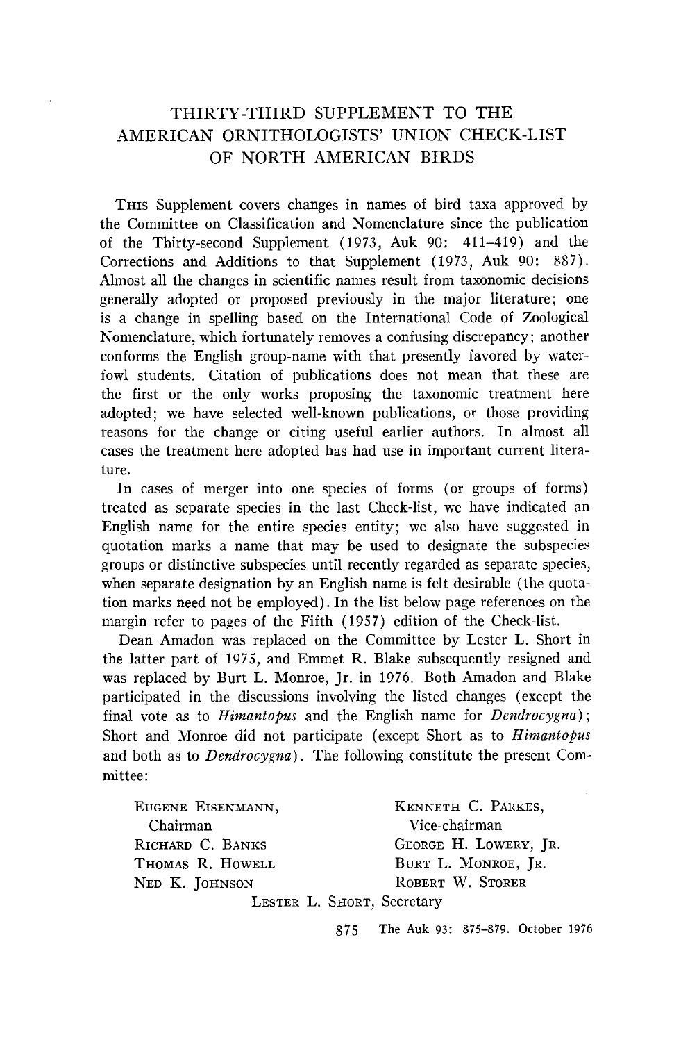# THIRTY-THIRD SUPPLEMENT TO THE AMERICAN ORNITHOLOGISTS' UNION CHECK-LIST OF NORTH AMERICAN BIRDS

THIS Supplement covers changes in names of bird taxa approved by the Committee on Classification and Nomenclature since the publication of the Thirty-second Supplement (1973, Auk 90: 411–419) and the Corrections and Additions to that Supplement (1973, Auk 90: 887). Almost all the changes in scientific names result from taxonomic decisions generally adopted or proposed previously in the major literature; one is a change in spelling based on the International Code of Zoological Nomenclature, which fortunately removes a confusing discrepancy; another conforms the English group-name with that presently favored by waterfowl students. Citation of publications does not mean that these are the first or the only works proposing the taxonomic treatment here adopted; we have selected well-known publications, or those providing reasons for the change or citing useful earlier authors. In almost all cases the treatment here adopted has had use in important current literature.

In cases of merger into one species of forms (or groups of forms) treated as separate species in the last Check-list, we have indicated an English name for the entire species entity; we also have suggested in quotation marks a name that may be used to designate the subspecies groups or distinctive subspecies until recently regarded as separate species, when separate designation by an English name is felt desirable (the quotation marks need not be employed). In the list below page references on the margin refer to pages of the Fifth (1957) edition of the Check-list.

Dean Amadon was replaced on the Committee by Lester L. Short in the latter part of 1975, and Emmet R. Blake subsequently resigned and was replaced by Burt L. Monroe, Jr. in 1976. Both Amadon and Blake participated in the discussions involving the listed changes (except the final vote as to *Himantopus* and the English name for *Dendrocygna*); Short and Monroe did not participate (except Short as to *Himantopus* and both as to *Dendrocygna*). The following constitute the present Committee:

EUGENE EISENMANN, Chairman
KENNETH C. PARKES, Vice-chairman
RICHARD C. BANKS
GEORGE H. LOWERY, JR.
THOMAS R. HOWELL
BURT L. MONROE, JR.
NED K. JOHNSON
ROBERT W. STORER
LESTER L. SHORT, Secretary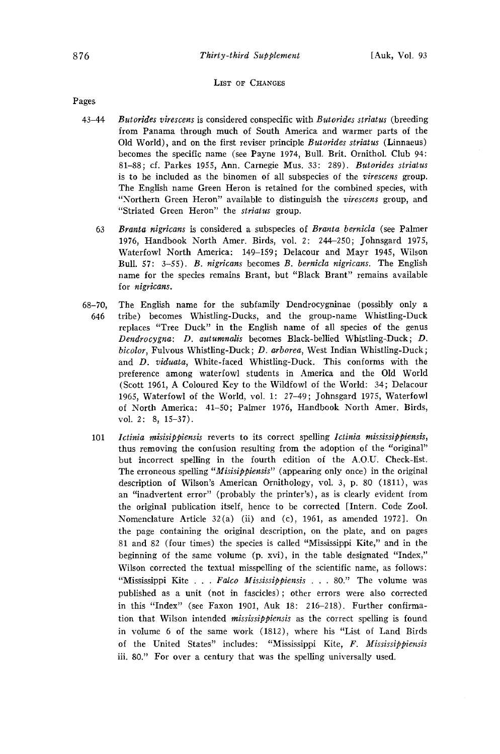## List of Changes

Pages

43–44 *Butorides virescens* is considered conspecific with *Butorides striatus* (breeding from Panama through much of South America and warmer parts of the Old World), and on the first reviser principle *Butorides striatus* (Linnaeus) becomes the specific name (see Payne 1974, Bull. Brit. Ornithol. Club 94: 81–88; cf. Parkes 1955, Ann. Carnegie Mus. 33: 289). *Butorides striatus* is to be included as the binomen of all subspecies of the *virescens* group. The English name Green Heron is retained for the combined species, with "Northern Green Heron" available to distinguish the *virescens* group, and "Striated Green Heron" the *striatus* group.

63 *Branta nigricans* is considered a subspecies of *Branta bernicla* (see Palmer 1976, Handbook North Amer. Birds, vol. 2: 244–250; Johnsgard 1975, Waterfowl North America: 149–159; Delacour and Mayr 1945, Wilson Bull. 57: 3–55). *B. nigricans* becomes *B. bernicla nigricans*. The English name for the species remains Brant, but "Black Brant" remains available for *nigricans*.

68–70, 646 The English name for the subfamily Dendrocygninae (possibly only a tribe) becomes Whistling-Ducks, and the group-name Whistling-Duck replaces "Tree Duck" in the English name of all species of the genus *Dendrocygna*: *D. autumnalis* becomes Black-bellied Whistling-Duck; *D. bicolor*, Fulvous Whistling-Duck; *D. arborea*, West Indian Whistling-Duck; and *D. viduata*, White-faced Whistling-Duck. This conforms with the preference among waterfowl students in America and the Old World (Scott 1961, A Coloured Key to the Wildfowl of the World: 34; Delacour 1965, Waterfowl of the World, vol. 1: 27–49; Johnsgard 1975, Waterfowl of North America: 41–50; Palmer 1976, Handbook North Amer. Birds, vol. 2: 8, 15–37).

101 *Ictinia misisippiensis* reverts to its correct spelling *Ictinia mississippiensis*, thus removing the confusion resulting from the adoption of the "original" but incorrect spelling in the fourth edition of the A.O.U. Check-list. The erroneous spelling "*Misisippiensis*" (appearing only once) in the original description of Wilson's American Ornithology, vol. 3, p. 80 (1811), was an "inadvertent error" (probably the printer's), as is clearly evident from the original publication itself, hence to be corrected [Intern. Code Zool. Nomenclature Article 32(a) (ii) and (c), 1961, as amended 1972]. On the page containing the original description, on the plate, and on pages 81 and 82 (four times) the species is called "Mississippi Kite," and in the beginning of the same volume (p. xvi), in the table designated "Index," Wilson corrected the textual misspelling of the scientific name, as follows: "Mississippi Kite . . . *Falco Mississippiensis* . . . 80." The volume was published as a unit (not in fascicles); other errors were also corrected in this "Index" (see Faxon 1901, Auk 18: 216–218). Further confirmation that Wilson intended *mississippiensis* as the correct spelling is found in volume 6 of the same work (1812), where his "List of Land Birds of the United States" includes: "Mississippi Kite, *F. Mississippiensis* iii. 80." For over a century that was the spelling universally used.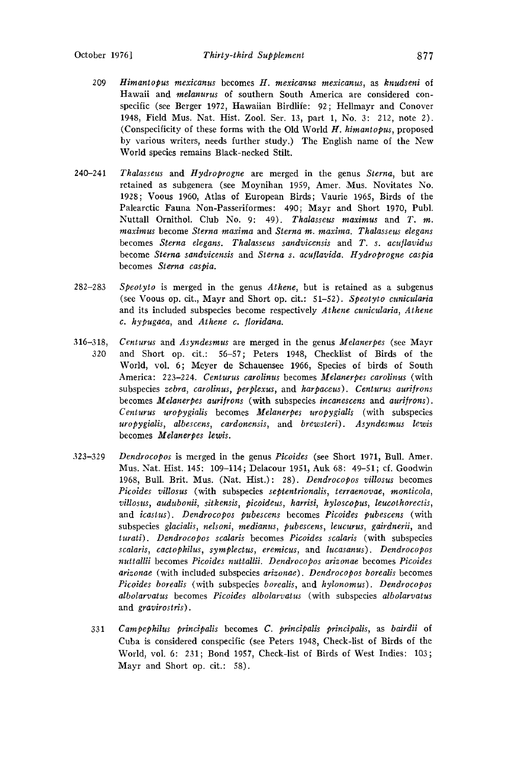209 *Himantopus mexicanus* becomes *H. mexicanus mexicanus*, as *knudseni* of Hawaii and *melanurus* of southern South America are considered conspecific (see Berger 1972, Hawaiian Birdlife: 92; Hellmayr and Conover 1948, Field Mus. Nat. Hist. Zool. Ser. 13, part 1, No. 3: 212, note 2). (Conspecificity of these forms with the Old World *H. himantopus*, proposed by various writers, needs further study.) The English name of the New World species remains Black-necked Stilt.

240–241 *Thalasseus* and *Hydroprogne* are merged in the genus *Sterna*, but are retained as subgenera (see Moynihan 1959, Amer. Mus. Novitates No. 1928; Voous 1960, Atlas of European Birds; Vaurie 1965, Birds of the Palearctic Fauna Non-Passeriformes: 490; Mayr and Short 1970, Publ. Nuttall Ornithol. Club No. 9: 49). *Thalasseus maximus* and *T. m. maximus* become *Sterna maxima* and *Sterna m. maxima*. *Thalasseus elegans* becomes *Sterna elegans*. *Thalasseus sandvicensis* and *T. s. acuflavidus* become *Sterna sandvicensis* and *Sterna s. acuflavida*. *Hydroprogne caspia* becomes *Sterna caspia*.

282–283 *Speotyto* is merged in the genus *Athene*, but is retained as a subgenus (see Voous op. cit., Mayr and Short op. cit.: 51–52). *Speotyto cunicularia* and its included subspecies become respectively *Athene cunicularia*, *Athene c. hypugaea*, and *Athene c. floridana*.

316–318, 320 *Centurus* and *Asyndesmus* are merged in the genus *Melanerpes* (see Mayr and Short op. cit.: 56–57; Peters 1948, Checklist of Birds of the World, vol. 6; Meyer de Schauensee 1966, Species of birds of South America: 223–224. *Centurus carolinus* becomes *Melanerpes carolinus* (with subspecies *zebra*, *carolinus*, *perplexus*, and *harpaceus*). *Centurus aurifrons* becomes *Melanerpes aurifrons* (with subspecies *incanescens* and *aurifrons*). *Centurus uropygialis* becomes *Melanerpes uropygialis* (with subspecies *uropygialis*, *albescens*, *cardonensis*, and *brewsteri*). *Asyndesmus lewis* becomes *Melanerpes lewis*.

323–329 *Dendrocopos* is merged in the genus *Picoides* (see Short 1971, Bull. Amer. Mus. Nat. Hist. 145: 109–114; Delacour 1951, Auk 68: 49–51; cf. Goodwin 1968, Bull. Brit. Mus. (Nat. Hist.): 28). *Dendrocopos villosus* becomes *Picoides villosus* (with subspecies *septentrionalis*, *terraenovae*, *monticola*, *villosus*, *audubonii*, *sitkensis*, *picoideus*, *harrisi*, *hyloscopus*, *leucothorectis*, and *icastus*). *Dendrocopos pubescens* becomes *Picoides pubescens* (with subspecies *glacialis*, *nelsoni*, *medianus*, *pubescens*, *leucurus*, *gairdnerii*, and *turati*). *Dendrocopos scalaris* becomes *Picoides scalaris* (with subspecies *scalaris*, *cactophilus*, *symplectus*, *eremicus*, and *lucasanus*). *Dendrocopos nuttallii* becomes *Picoides nuttallii*. *Dendrocopos arizonae* becomes *Picoides arizonae* (with included subspecies *arizonae*). *Dendrocopos borealis* becomes *Picoides borealis* (with subspecies *borealis*, and *hylonomus*). *Dendrocopos albolarvatus* becomes *Picoides albolarvatus* (with subspecies *albolarvatus* and *gravirostris*).

331 *Campephilus principalis* becomes *C. principalis principalis*, as *bairdii* of Cuba is considered conspecific (see Peters 1948, Check-list of Birds of the World, vol. 6: 231; Bond 1957, Check-list of Birds of West Indies: 103; Mayr and Short op. cit.: 58).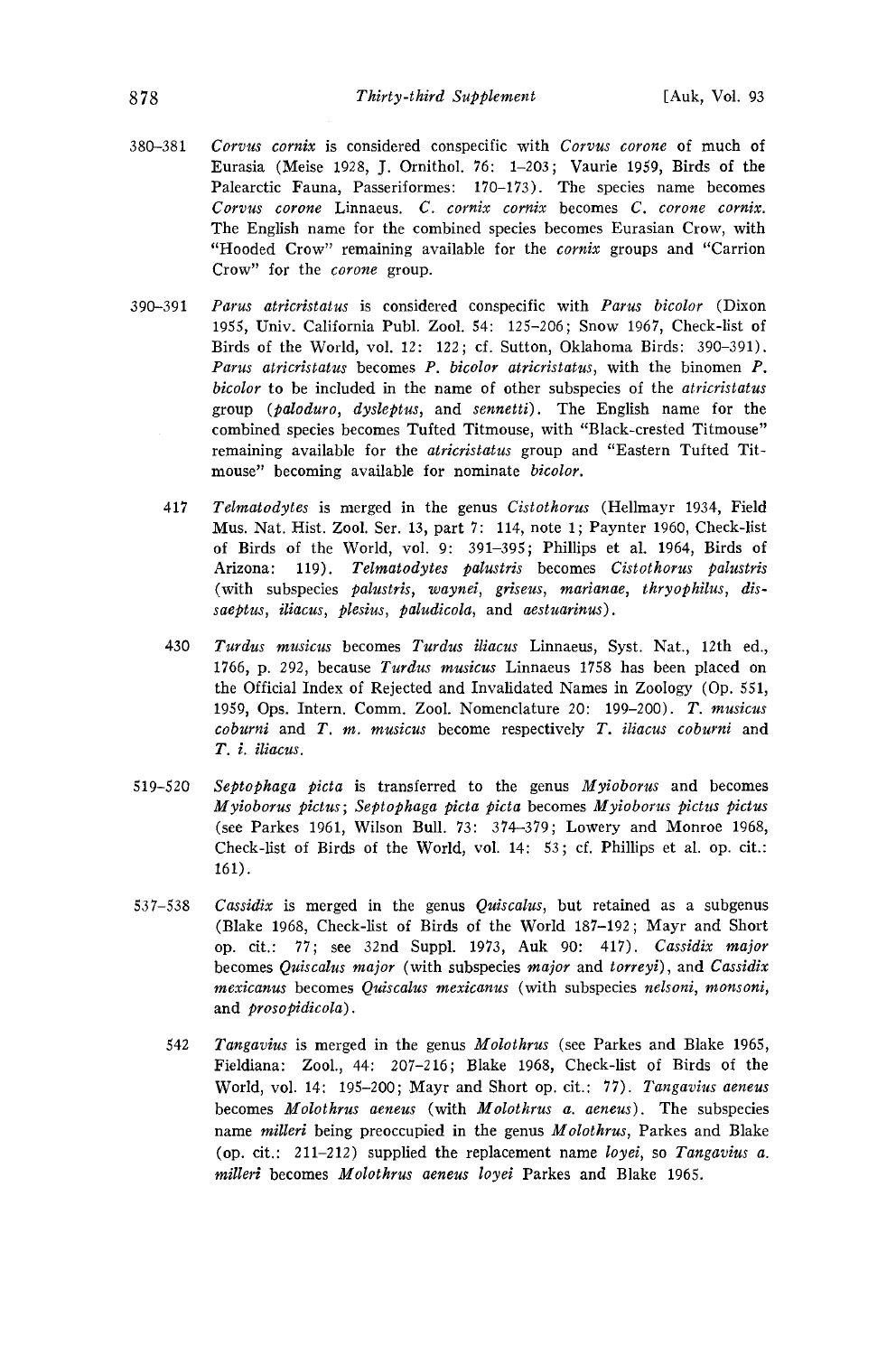380–381 *Corvus cornix* is considered conspecific with *Corvus corone* of much of Eurasia (Meise 1928, J. Ornithol. 76: 1–203; Vaurie 1959, Birds of the Palearctic Fauna, Passeriformes: 170–173). The species name becomes *Corvus corone* Linnaeus. *C. cornix cornix* becomes *C. corone cornix*. The English name for the combined species becomes Eurasian Crow, with "Hooded Crow" remaining available for the *cornix* groups and "Carrion Crow" for the *corone* group.

390–391 *Parus atricristatus* is considered conspecific with *Parus bicolor* (Dixon 1955, Univ. California Publ. Zool. 54: 125–206; Snow 1967, Check-list of Birds of the World, vol. 12: 122; cf. Sutton, Oklahoma Birds: 390–391). *Parus atricristatus* becomes *P. bicolor atricristatus*, with the binomen *P. bicolor* to be included in the name of other subspecies of the *atricristatus* group (*paloduro*, *dysleptus*, and *sennetti*). The English name for the combined species becomes Tufted Titmouse, with "Black-crested Titmouse" remaining available for the *atricristatus* group and "Eastern Tufted Titmouse" becoming available for nominate *bicolor*.

417 *Telmatodytes* is merged in the genus *Cistothorus* (Hellmayr 1934, Field Mus. Nat. Hist. Zool. Ser. 13, part 7: 114, note 1; Paynter 1960, Check-list of Birds of the World, vol. 9: 391–395; Phillips et al. 1964, Birds of Arizona: 119). *Telmatodytes palustris* becomes *Cistothorus palustris* (with subspecies *palustris*, *waynei*, *griseus*, *marianae*, *thryophilus*, *dissaeptus*, *iliacus*, *plesius*, *paludicola*, and *aestuarinus*).

430 *Turdus musicus* becomes *Turdus iliacus* Linnaeus, Syst. Nat., 12th ed., 1766, p. 292, because *Turdus musicus* Linnaeus 1758 has been placed on the Official Index of Rejected and Invalidated Names in Zoology (Op. 551, 1959, Ops. Intern. Comm. Zool. Nomenclature 20: 199–200). *T. musicus coburni* and *T. m. musicus* become respectively *T. iliacus coburni* and *T. i. iliacus*.

519–520 *Septophaga picta* is transferred to the genus *Myioborus* and becomes *Myioborus pictus*; *Septophaga picta picta* becomes *Myioborus pictus pictus* (see Parkes 1961, Wilson Bull. 73: 374–379; Lowery and Monroe 1968, Check-list of Birds of the World, vol. 14: 53; cf. Phillips et al. op. cit.: 161).

537–538 *Cassidix* is merged in the genus *Quiscalus*, but retained as a subgenus (Blake 1968, Check-list of Birds of the World 187–192; Mayr and Short op. cit.: 77; see 32nd Suppl. 1973, Auk 90: 417). *Cassidix major* becomes *Quiscalus major* (with subspecies *major* and *torreyi*), and *Cassidix mexicanus* becomes *Quiscalus mexicanus* (with subspecies *nelsoni*, *monsoni*, and *prosopidicola*).

542 *Tangavius* is merged in the genus *Molothrus* (see Parkes and Blake 1965, Fieldiana: Zool., 44: 207–216; Blake 1968, Check-list of Birds of the World, vol. 14: 195–200; Mayr and Short op. cit.: 77). *Tangavius aeneus* becomes *Molothrus aeneus* (with *Molothrus a. aeneus*). The subspecies name *milleri* being preoccupied in the genus *Molothrus*, Parkes and Blake (op. cit.: 211–212) supplied the replacement name *loyei*, so *Tangavius a. milleri* becomes *Molothrus aeneus loyei* Parkes and Blake 1965.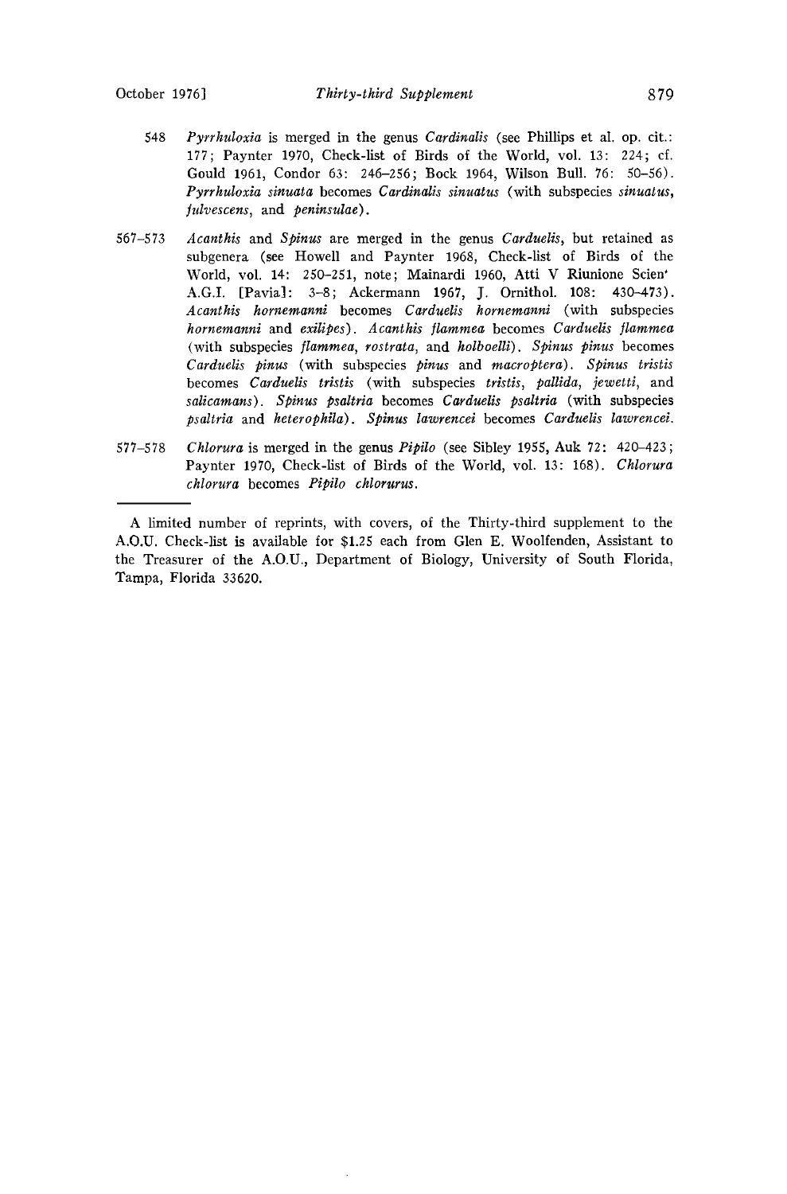548 *Pyrrhuloxia* is merged in the genus *Cardinalis* (see Phillips et al. op. cit.: 177; Paynter 1970, Check-list of Birds of the World, vol. 13: 224; cf. Gould 1961, Condor 63: 246–256; Bock 1964, Wilson Bull. 76: 50–56). *Pyrrhuloxia sinuata* becomes *Cardinalis sinuatus* (with subspecies *sinuatus, fulvescens,* and *peninsulae*).

567–573 *Acanthis* and *Spinus* are merged in the genus *Carduelis,* but retained as subgenera (see Howell and Paynter 1968, Check-list of Birds of the World, vol. 14: 250–251, note; Mainardi 1960, Atti V Riunione Scien' A.G.I. [Pavia]: 3–8; Ackermann 1967, J. Ornithol. 108: 430–473). *Acanthis hornemanni* becomes *Carduelis hornemanni* (with subspecies *hornemanni* and *exilipes*). *Acanthis flammea* becomes *Carduelis flammea* (with subspecies *flammea, rostrata,* and *holboelli*). *Spinus pinus* becomes *Carduelis pinus* (with subspecies *pinus* and *macroptera*). *Spinus tristis* becomes *Carduelis tristis* (with subspecies *tristis, pallida, jewetti,* and *salicamans*). *Spinus psaltria* becomes *Carduelis psaltria* (with subspecies *psaltria* and *heterophila*). *Spinus lawrencei* becomes *Carduelis lawrencei.*

577–578 *Chlorura* is merged in the genus *Pipilo* (see Sibley 1955, Auk 72: 420–423; Paynter 1970, Check-list of Birds of the World, vol. 13: 168). *Chlorura chlorura* becomes *Pipilo chlorurus.*

---

A limited number of reprints, with covers, of the Thirty-third supplement to the A.O.U. Check-list is available for $1.25 each from Glen E. Woolfenden, Assistant to the Treasurer of the A.O.U., Department of Biology, University of South Florida, Tampa, Florida 33620.